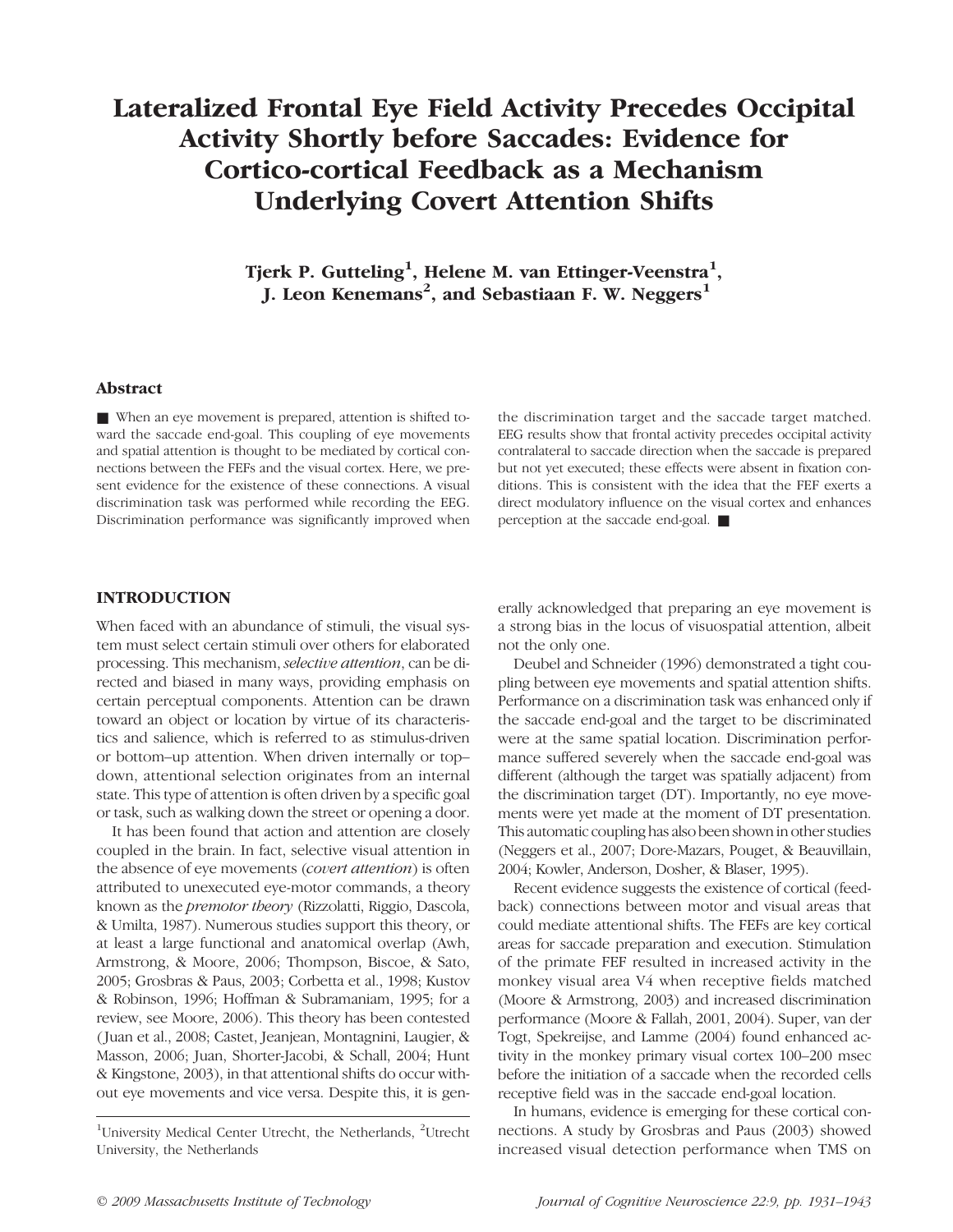# Lateralized Frontal Eye Field Activity Precedes Occipital Activity Shortly before Saccades: Evidence for Cortico-cortical Feedback as a Mechanism Underlying Covert Attention Shifts

**Tjerk P. Gutteling[1], Helene M. van Ettinger-Veenstra[1], J. Leon Kenemans[2], and Sebastiaan F. W. Neggers[1]**

## Abstract

■ When an eye movement is prepared, attention is shifted toward the saccade end-goal. This coupling of eye movements and spatial attention is thought to be mediated by cortical connections between the FEFs and the visual cortex. Here, we present evidence for the existence of these connections. A visual discrimination task was performed while recording the EEG. Discrimination performance was significantly improved when the discrimination target and the saccade target matched. EEG results show that frontal activity precedes occipital activity contralateral to saccade direction when the saccade is prepared but not yet executed; these effects were absent in fixation conditions. This is consistent with the idea that the FEF exerts a direct modulatory influence on the visual cortex and enhances perception at the saccade end-goal. ■

## INTRODUCTION

When faced with an abundance of stimuli, the visual system must select certain stimuli over others for elaborated processing. This mechanism, *selective attention*, can be directed and biased in many ways, providing emphasis on certain perceptual components. Attention can be drawn toward an object or location by virtue of its characteristics and salience, which is referred to as stimulus-driven or bottom–up attention. When driven internally or top–down, attentional selection originates from an internal state. This type of attention is often driven by a specific goal or task, such as walking down the street or opening a door.

It has been found that action and attention are closely coupled in the brain. In fact, selective visual attention in the absence of eye movements (*covert attention*) is often attributed to unexecuted eye-motor commands, a theory known as the *premotor theory* (Rizzolatti, Riggio, Dascola, & Umilta, 1987). Numerous studies support this theory, or at least a large functional and anatomical overlap (Awh, Armstrong, & Moore, 2006; Thompson, Biscoe, & Sato, 2005; Grosbras & Paus, 2003; Corbetta et al., 1998; Kustov & Robinson, 1996; Hoffman & Subramaniam, 1995; for a review, see Moore, 2006). This theory has been contested (Juan et al., 2008; Castet, Jeanjean, Montagnini, Laugier, & Masson, 2006; Juan, Shorter-Jacobi, & Schall, 2004; Hunt & Kingstone, 2003), in that attentional shifts do occur without eye movements and vice versa. Despite this, it is generally acknowledged that preparing an eye movement is a strong bias in the locus of visuospatial attention, albeit not the only one.

Deubel and Schneider (1996) demonstrated a tight coupling between eye movements and spatial attention shifts. Performance on a discrimination task was enhanced only if the saccade end-goal and the target to be discriminated were at the same spatial location. Discrimination performance suffered severely when the saccade end-goal was different (although the target was spatially adjacent) from the discrimination target (DT). Importantly, no eye movements were yet made at the moment of DT presentation. This automatic coupling has also been shown in other studies (Neggers et al., 2007; Dore-Mazars, Pouget, & Beauvillain, 2004; Kowler, Anderson, Dosher, & Blaser, 1995).

Recent evidence suggests the existence of cortical (feedback) connections between motor and visual areas that could mediate attentional shifts. The FEFs are key cortical areas for saccade preparation and execution. Stimulation of the primate FEF resulted in increased activity in the monkey visual area V4 when receptive fields matched (Moore & Armstrong, 2003) and increased discrimination performance (Moore & Fallah, 2001, 2004). Super, van der Togt, Spekreijse, and Lamme (2004) found enhanced activity in the monkey primary visual cortex 100–200 msec before the initiation of a saccade when the recorded cells receptive field was in the saccade end-goal location.

In humans, evidence is emerging for these cortical connections. A study by Grosbras and Paus (2003) showed increased visual detection performance when TMS on

[1]University Medical Center Utrecht, the Netherlands, [2]Utrecht University, the Netherlands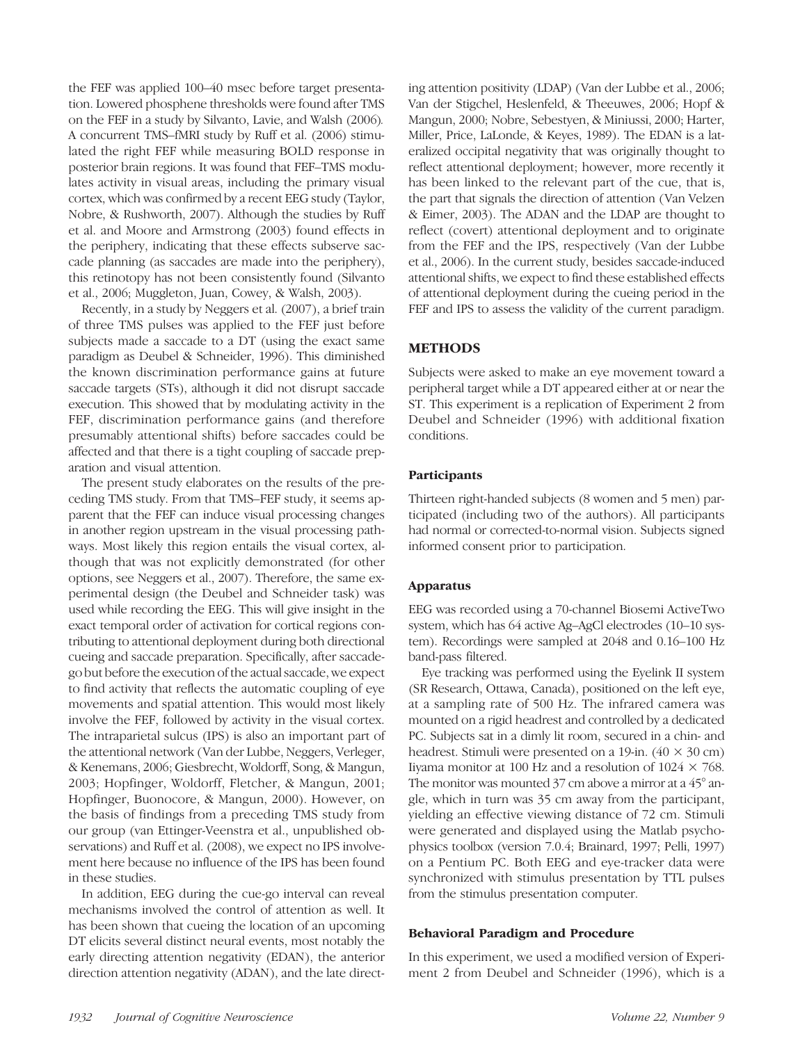the FEF was applied 100–40 msec before target presentation. Lowered phosphene thresholds were found after TMS on the FEF in a study by Silvanto, Lavie, and Walsh (2006). A concurrent TMS–fMRI study by Ruff et al. (2006) stimulated the right FEF while measuring BOLD response in posterior brain regions. It was found that FEF–TMS modulates activity in visual areas, including the primary visual cortex, which was confirmed by a recent EEG study (Taylor, Nobre, & Rushworth, 2007). Although the studies by Ruff et al. and Moore and Armstrong (2003) found effects in the periphery, indicating that these effects subserve saccade planning (as saccades are made into the periphery), this retinotopy has not been consistently found (Silvanto et al., 2006; Muggleton, Juan, Cowey, & Walsh, 2003).

Recently, in a study by Neggers et al. (2007), a brief train of three TMS pulses was applied to the FEF just before subjects made a saccade to a DT (using the exact same paradigm as Deubel & Schneider, 1996). This diminished the known discrimination performance gains at future saccade targets (STs), although it did not disrupt saccade execution. This showed that by modulating activity in the FEF, discrimination performance gains (and therefore presumably attentional shifts) before saccades could be affected and that there is a tight coupling of saccade preparation and visual attention.

The present study elaborates on the results of the preceding TMS study. From that TMS–FEF study, it seems apparent that the FEF can induce visual processing changes in another region upstream in the visual processing pathways. Most likely this region entails the visual cortex, although that was not explicitly demonstrated (for other options, see Neggers et al., 2007). Therefore, the same experimental design (the Deubel and Schneider task) was used while recording the EEG. This will give insight in the exact temporal order of activation for cortical regions contributing to attentional deployment during both directional cueing and saccade preparation. Specifically, after saccade-go but before the execution of the actual saccade, we expect to find activity that reflects the automatic coupling of eye movements and spatial attention. This would most likely involve the FEF, followed by activity in the visual cortex. The intraparietal sulcus (IPS) is also an important part of the attentional network (Van der Lubbe, Neggers, Verleger, & Kenemans, 2006; Giesbrecht, Woldorff, Song, & Mangun, 2003; Hopfinger, Woldorff, Fletcher, & Mangun, 2001; Hopfinger, Buonocore, & Mangun, 2000). However, on the basis of findings from a preceding TMS study from our group (van Ettinger-Veenstra et al., unpublished observations) and Ruff et al. (2008), we expect no IPS involvement here because no influence of the IPS has been found in these studies.

In addition, EEG during the cue-go interval can reveal mechanisms involved the control of attention as well. It has been shown that cueing the location of an upcoming DT elicits several distinct neural events, most notably the early directing attention negativity (EDAN), the anterior direction attention negativity (ADAN), and the late directing attention positivity (LDAP) (Van der Lubbe et al., 2006; Van der Stigchel, Heslenfeld, & Theeuwes, 2006; Hopf & Mangun, 2000; Nobre, Sebestyen, & Miniussi, 2000; Harter, Miller, Price, LaLonde, & Keyes, 1989). The EDAN is a lateralized occipital negativity that was originally thought to reflect attentional deployment; however, more recently it has been linked to the relevant part of the cue, that is, the part that signals the direction of attention (Van Velzen & Eimer, 2003). The ADAN and the LDAP are thought to reflect (covert) attentional deployment and to originate from the FEF and the IPS, respectively (Van der Lubbe et al., 2006). In the current study, besides saccade-induced attentional shifts, we expect to find these established effects of attentional deployment during the cueing period in the FEF and IPS to assess the validity of the current paradigm.

## METHODS

Subjects were asked to make an eye movement toward a peripheral target while a DT appeared either at or near the ST. This experiment is a replication of Experiment 2 from Deubel and Schneider (1996) with additional fixation conditions.

### Participants

Thirteen right-handed subjects (8 women and 5 men) participated (including two of the authors). All participants had normal or corrected-to-normal vision. Subjects signed informed consent prior to participation.

### Apparatus

EEG was recorded using a 70-channel Biosemi ActiveTwo system, which has 64 active Ag–AgCl electrodes (10–10 system). Recordings were sampled at 2048 and 0.16–100 Hz band-pass filtered.

Eye tracking was performed using the Eyelink II system (SR Research, Ottawa, Canada), positioned on the left eye, at a sampling rate of 500 Hz. The infrared camera was mounted on a rigid headrest and controlled by a dedicated PC. Subjects sat in a dimly lit room, secured in a chin- and headrest. Stimuli were presented on a 19-in. ($40 \times 30$ cm) Iiyama monitor at 100 Hz and a resolution of $1024 \times 768$. The monitor was mounted 37 cm above a mirror at a 45° angle, which in turn was 35 cm away from the participant, yielding an effective viewing distance of 72 cm. Stimuli were generated and displayed using the Matlab psychophysics toolbox (version 7.0.4; Brainard, 1997; Pelli, 1997) on a Pentium PC. Both EEG and eye-tracker data were synchronized with stimulus presentation by TTL pulses from the stimulus presentation computer.

### Behavioral Paradigm and Procedure

In this experiment, we used a modified version of Experiment 2 from Deubel and Schneider (1996), which is a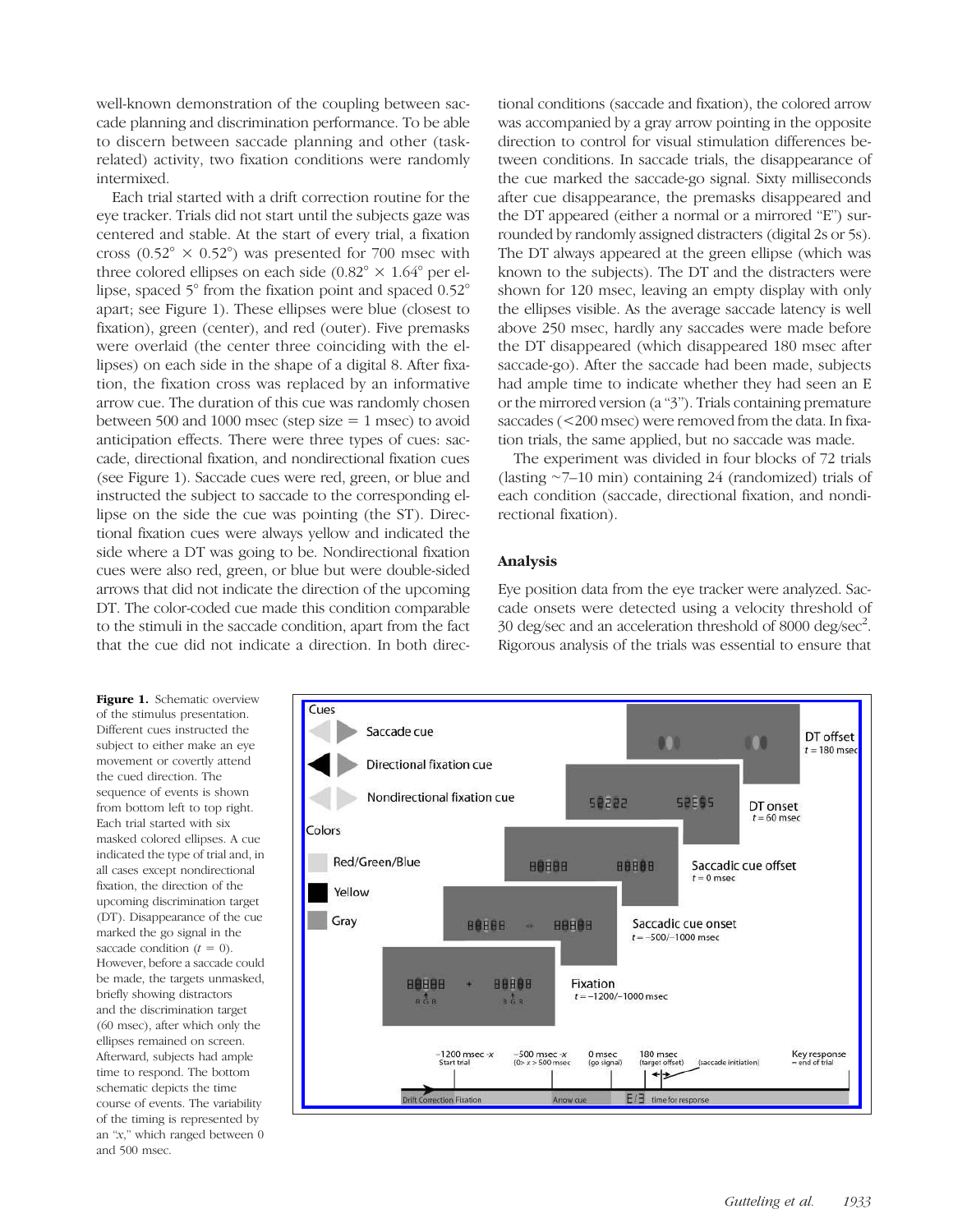well-known demonstration of the coupling between saccade planning and discrimination performance. To be able to discern between saccade planning and other (task-related) activity, two fixation conditions were randomly intermixed.

Each trial started with a drift correction routine for the eye tracker. Trials did not start until the subjects gaze was centered and stable. At the start of every trial, a fixation cross (0.52° × 0.52°) was presented for 700 msec with three colored ellipses on each side (0.82° × 1.64° per ellipse, spaced 5° from the fixation point and spaced 0.52° apart; see Figure 1). These ellipses were blue (closest to fixation), green (center), and red (outer). Five premasks were overlaid (the center three coinciding with the ellipses) on each side in the shape of a digital 8. After fixation, the fixation cross was replaced by an informative arrow cue. The duration of this cue was randomly chosen between 500 and 1000 msec (step size = 1 msec) to avoid anticipation effects. There were three types of cues: saccade, directional fixation, and nondirectional fixation cues (see Figure 1). Saccade cues were red, green, or blue and instructed the subject to saccade to the corresponding ellipse on the side the cue was pointing (the ST). Directional fixation cues were always yellow and indicated the side where a DT was going to be. Nondirectional fixation cues were also red, green, or blue but were double-sided arrows that did not indicate the direction of the upcoming DT. The color-coded cue made this condition comparable to the stimuli in the saccade condition, apart from the fact that the cue did not indicate a direction. In both directional conditions (saccade and fixation), the colored arrow was accompanied by a gray arrow pointing in the opposite direction to control for visual stimulation differences between conditions. In saccade trials, the disappearance of the cue marked the saccade-go signal. Sixty milliseconds after cue disappearance, the premasks disappeared and the DT appeared (either a normal or a mirrored "E") surrounded by randomly assigned distracters (digital 2s or 5s). The DT always appeared at the green ellipse (which was known to the subjects). The DT and the distracters were shown for 120 msec, leaving an empty display with only the ellipses visible. As the average saccade latency is well above 250 msec, hardly any saccades were made before the DT disappeared (which disappeared 180 msec after saccade-go). After the saccade had been made, subjects had ample time to indicate whether they had seen an E or the mirrored version (a "3"). Trials containing premature saccades (<200 msec) were removed from the data. In fixation trials, the same applied, but no saccade was made.

The experiment was divided in four blocks of 72 trials (lasting ~7–10 min) containing 24 (randomized) trials of each condition (saccade, directional fixation, and nondirectional fixation).

## Analysis

Eye position data from the eye tracker were analyzed. Saccade onsets were detected using a velocity threshold of 30 deg/sec and an acceleration threshold of 8000 deg/sec$^2$. Rigorous analysis of the trials was essential to ensure that

**Figure 1.** Schematic overview of the stimulus presentation. Different cues instructed the subject to either make an eye movement or covertly attend the cued direction. The sequence of events is shown from bottom left to top right. Each trial started with six masked colored ellipses. A cue indicated the type of trial and, in all cases except nondirectional fixation, the direction of the upcoming discrimination target (DT). Disappearance of the cue marked the go signal in the saccade condition ($t$ = 0). However, before a saccade could be made, the targets unmasked, briefly showing distractors and the discrimination target (60 msec), after which only the ellipses remained on screen. Afterward, subjects had ample time to respond. The bottom schematic depicts the time course of events. The variability of the timing is represented by an "$x$," which ranged between 0 and 500 msec.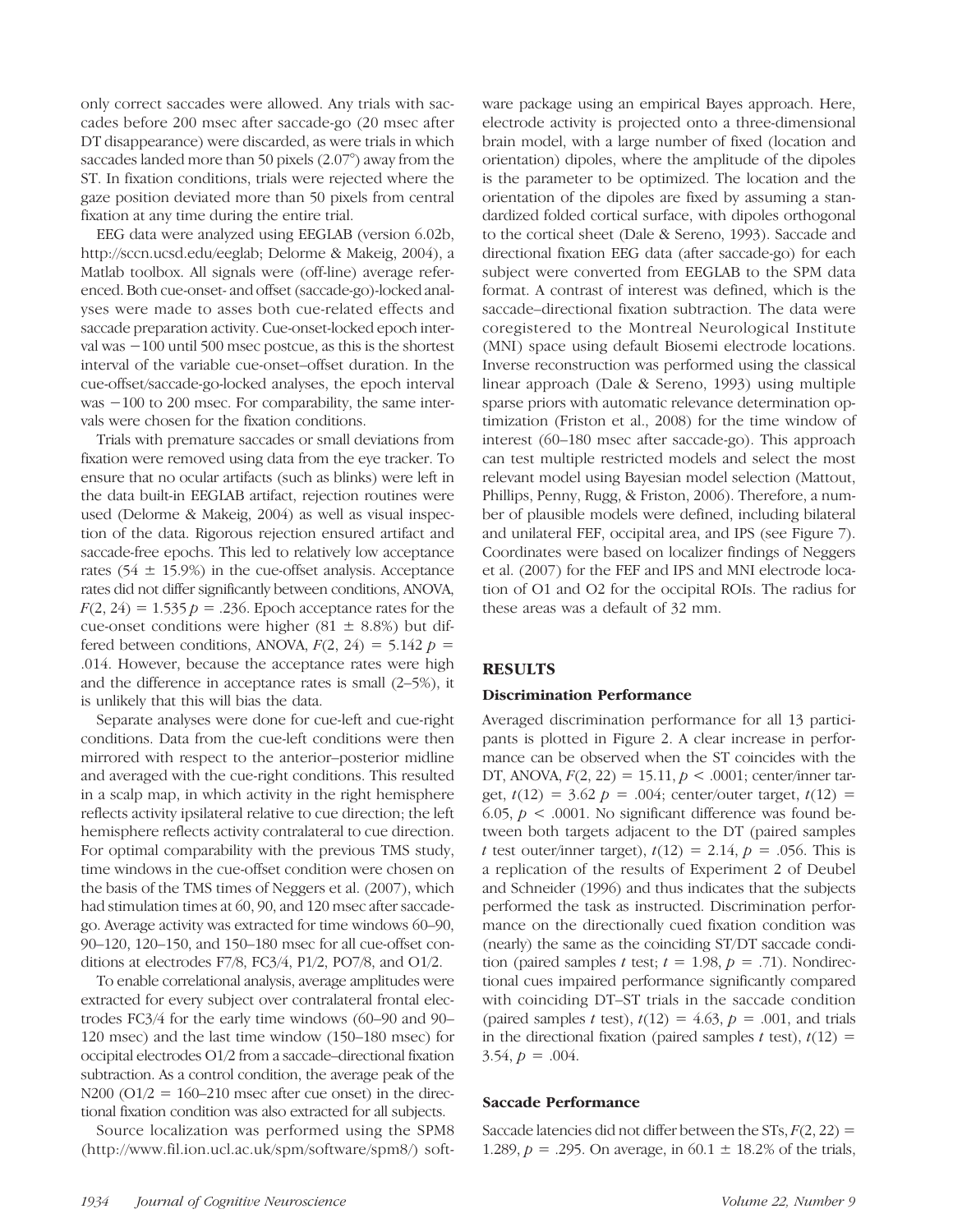only correct saccades were allowed. Any trials with saccades before 200 msec after saccade-go (20 msec after DT disappearance) were discarded, as were trials in which saccades landed more than 50 pixels (2.07°) away from the ST. In fixation conditions, trials were rejected where the gaze position deviated more than 50 pixels from central fixation at any time during the entire trial.

EEG data were analyzed using EEGLAB (version 6.02b, http://sccn.ucsd.edu/eeglab; Delorme & Makeig, 2004), a Matlab toolbox. All signals were (off-line) average referenced. Both cue-onset- and offset (saccade-go)-locked analyses were made to asses both cue-related effects and saccade preparation activity. Cue-onset-locked epoch interval was −100 until 500 msec postcue, as this is the shortest interval of the variable cue-onset–offset duration. In the cue-offset/saccade-go-locked analyses, the epoch interval was −100 to 200 msec. For comparability, the same intervals were chosen for the fixation conditions.

Trials with premature saccades or small deviations from fixation were removed using data from the eye tracker. To ensure that no ocular artifacts (such as blinks) were left in the data built-in EEGLAB artifact, rejection routines were used (Delorme & Makeig, 2004) as well as visual inspection of the data. Rigorous rejection ensured artifact and saccade-free epochs. This led to relatively low acceptance rates (54 ± 15.9%) in the cue-offset analysis. Acceptance rates did not differ significantly between conditions, ANOVA, $F(2, 24) = 1.535$ $p = .236$. Epoch acceptance rates for the cue-onset conditions were higher (81 ± 8.8%) but differed between conditions, ANOVA, $F(2, 24) = 5.142$ $p = .014$. However, because the acceptance rates were high and the difference in acceptance rates is small (2–5%), it is unlikely that this will bias the data.

Separate analyses were done for cue-left and cue-right conditions. Data from the cue-left conditions were then mirrored with respect to the anterior–posterior midline and averaged with the cue-right conditions. This resulted in a scalp map, in which activity in the right hemisphere reflects activity ipsilateral relative to cue direction; the left hemisphere reflects activity contralateral to cue direction. For optimal comparability with the previous TMS study, time windows in the cue-offset condition were chosen on the basis of the TMS times of Neggers et al. (2007), which had stimulation times at 60, 90, and 120 msec after saccade-go. Average activity was extracted for time windows 60–90, 90–120, 120–150, and 150–180 msec for all cue-offset conditions at electrodes F7/8, FC3/4, P1/2, PO7/8, and O1/2.

To enable correlational analysis, average amplitudes were extracted for every subject over contralateral frontal electrodes FC3/4 for the early time windows (60–90 and 90–120 msec) and the last time window (150–180 msec) for occipital electrodes O1/2 from a saccade–directional fixation subtraction. As a control condition, the average peak of the N200 (O1/2 = 160–210 msec after cue onset) in the directional fixation condition was also extracted for all subjects.

Source localization was performed using the SPM8 (http://www.fil.ion.ucl.ac.uk/spm/software/spm8/) software package using an empirical Bayes approach. Here, electrode activity is projected onto a three-dimensional brain model, with a large number of fixed (location and orientation) dipoles, where the amplitude of the dipoles is the parameter to be optimized. The location and the orientation of the dipoles are fixed by assuming a standardized folded cortical surface, with dipoles orthogonal to the cortical sheet (Dale & Sereno, 1993). Saccade and directional fixation EEG data (after saccade-go) for each subject were converted from EEGLAB to the SPM data format. A contrast of interest was defined, which is the saccade–directional fixation subtraction. The data were coregistered to the Montreal Neurological Institute (MNI) space using default Biosemi electrode locations. Inverse reconstruction was performed using the classical linear approach (Dale & Sereno, 1993) using multiple sparse priors with automatic relevance determination optimization (Friston et al., 2008) for the time window of interest (60–180 msec after saccade-go). This approach can test multiple restricted models and select the most relevant model using Bayesian model selection (Mattout, Phillips, Penny, Rugg, & Friston, 2006). Therefore, a number of plausible models were defined, including bilateral and unilateral FEF, occipital area, and IPS (see Figure 7). Coordinates were based on localizer findings of Neggers et al. (2007) for the FEF and IPS and MNI electrode location of O1 and O2 for the occipital ROIs. The radius for these areas was a default of 32 mm.

## RESULTS

### Discrimination Performance

Averaged discrimination performance for all 13 participants is plotted in Figure 2. A clear increase in performance can be observed when the ST coincides with the DT, ANOVA, $F(2, 22) = 15.11$, $p < .0001$; center/inner target, $t(12) = 3.62$ $p = .004$; center/outer target, $t(12) = 6.05$, $p < .0001$. No significant difference was found between both targets adjacent to the DT (paired samples $t$ test outer/inner target), $t(12) = 2.14$, $p = .056$. This is a replication of the results of Experiment 2 of Deubel and Schneider (1996) and thus indicates that the subjects performed the task as instructed. Discrimination performance on the directionally cued fixation condition was (nearly) the same as the coinciding ST/DT saccade condition (paired samples $t$ test; $t = 1.98$, $p = .71$). Nondirectional cues impaired performance significantly compared with coinciding DT–ST trials in the saccade condition (paired samples $t$ test), $t(12) = 4.63$, $p = .001$, and trials in the directional fixation (paired samples $t$ test), $t(12) = 3.54$, $p = .004$.

### Saccade Performance

Saccade latencies did not differ between the STs, $F(2, 22) = 1.289$, $p = .295$. On average, in 60.1 ± 18.2% of the trials,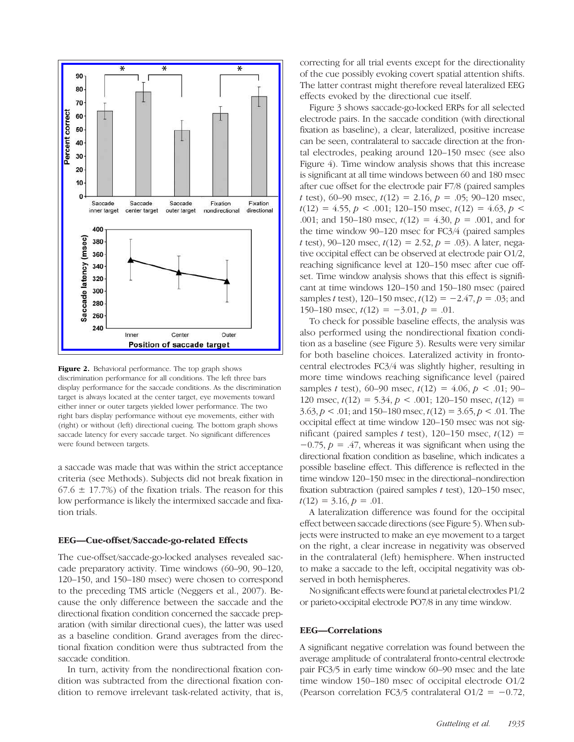**Figure 2.** Behavioral performance. The top graph shows discrimination performance for all conditions. The left three bars display performance for the saccade conditions. As the discrimination target is always located at the center target, eye movements toward either inner or outer targets yielded lower performance. The two right bars display performance without eye movements, either with (right) or without (left) directional cueing. The bottom graph shows saccade latency for every saccade target. No significant differences were found between targets.

a saccade was made that was within the strict acceptance criteria (see Methods). Subjects did not break fixation in 67.6 ± 17.7%) of the fixation trials. The reason for this low performance is likely the intermixed saccade and fixation trials.

### EEG—Cue-offset/Saccade-go-related Effects

The cue-offset/saccade-go-locked analyses revealed saccade preparatory activity. Time windows (60–90, 90–120, 120–150, and 150–180 msec) were chosen to correspond to the preceding TMS article (Neggers et al., 2007). Because the only difference between the saccade and the directional fixation condition concerned the saccade preparation (with similar directional cues), the latter was used as a baseline condition. Grand averages from the directional fixation condition were thus subtracted from the saccade condition.

In turn, activity from the nondirectional fixation condition was subtracted from the directional fixation condition to remove irrelevant task-related activity, that is, correcting for all trial events except for the directionality of the cue possibly evoking covert spatial attention shifts. The latter contrast might therefore reveal lateralized EEG effects evoked by the directional cue itself.

Figure 3 shows saccade-go-locked ERPs for all selected electrode pairs. In the saccade condition (with directional fixation as baseline), a clear, lateralized, positive increase can be seen, contralateral to saccade direction at the frontal electrodes, peaking around 120–150 msec (see also Figure 4). Time window analysis shows that this increase is significant at all time windows between 60 and 180 msec after cue offset for the electrode pair F7/8 (paired samples $t$ test), 60–90 msec, $t(12) = 2.16$, $p = .05$; 90–120 msec, $t(12) = 4.55$, $p < .001$; 120–150 msec, $t(12) = 4.63$, $p < .001$; and 150–180 msec, $t(12) = 4.30$, $p = .001$, and for the time window 90–120 msec for FC3/4 (paired samples $t$ test), 90–120 msec, $t(12) = 2.52$, $p = .03$). A later, negative occipital effect can be observed at electrode pair O1/2, reaching significance level at 120–150 msec after cue offset. Time window analysis shows that this effect is significant at time windows 120–150 and 150–180 msec (paired samples $t$ test), 120–150 msec, $t(12) = -2.47$, $p = .03$; and 150–180 msec, $t(12) = -3.01$, $p = .01$.

To check for possible baseline effects, the analysis was also performed using the nondirectional fixation condition as a baseline (see Figure 3). Results were very similar for both baseline choices. Lateralized activity in frontocentral electrodes FC3/4 was slightly higher, resulting in more time windows reaching significance level (paired samples $t$ test), 60–90 msec, $t(12) = 4.06$, $p < .01$; 90–120 msec, $t(12) = 5.34$, $p < .001$; 120–150 msec, $t(12) = 3.63$, $p < .01$; and 150–180 msec, $t(12) = 3.65$, $p < .01$. The occipital effect at time window 120–150 msec was not significant (paired samples $t$ test), 120–150 msec, $t(12) = -0.75$, $p = .47$, whereas it was significant when using the directional fixation condition as baseline, which indicates a possible baseline effect. This difference is reflected in the time window 120–150 msec in the directional–nondirection fixation subtraction (paired samples $t$ test), 120–150 msec, $t(12) = 3.16$, $p = .01$.

A lateralization difference was found for the occipital effect between saccade directions (see Figure 5). When subjects were instructed to make an eye movement to a target on the right, a clear increase in negativity was observed in the contralateral (left) hemisphere. When instructed to make a saccade to the left, occipital negativity was observed in both hemispheres.

No significant effects were found at parietal electrodes P1/2 or parieto-occipital electrode PO7/8 in any time window.

### EEG—Correlations

A significant negative correlation was found between the average amplitude of contralateral fronto-central electrode pair FC3/5 in early time window 60–90 msec and the late time window 150–180 msec of occipital electrode O1/2 (Pearson correlation FC3/5 contralateral O1/2 = −0.72,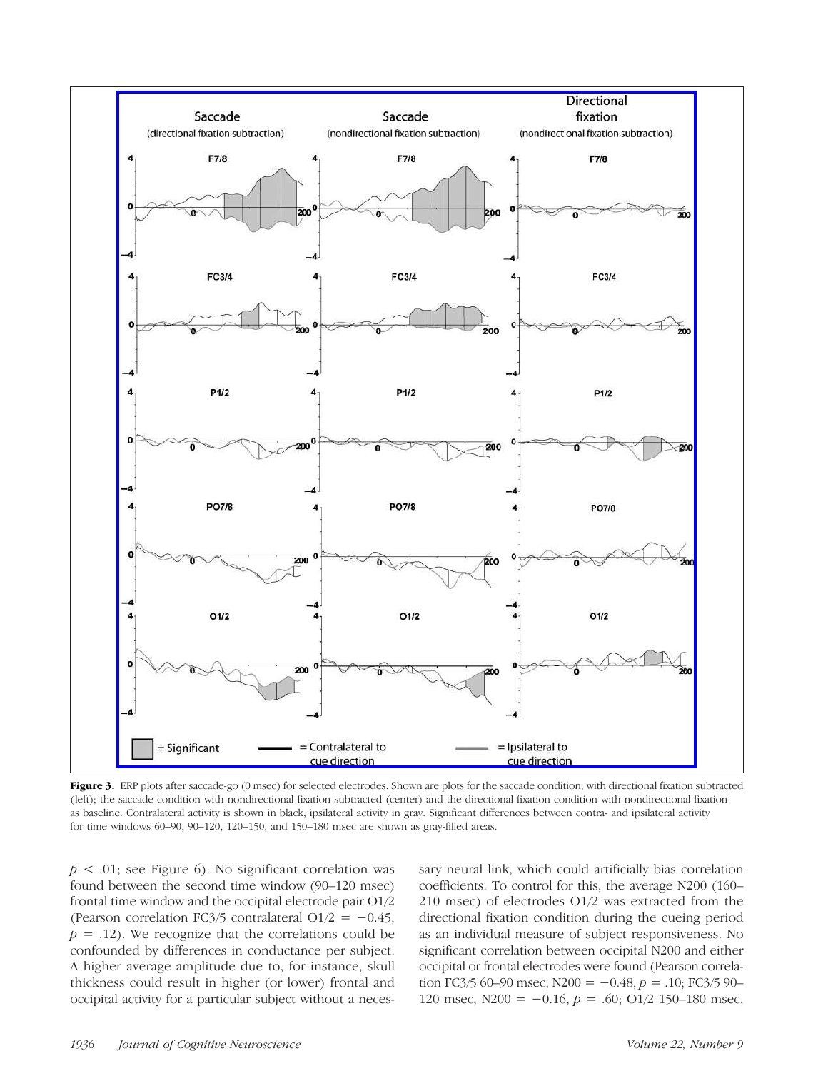**Figure 3.** ERP plots after saccade-go (0 msec) for selected electrodes. Shown are plots for the saccade condition, with directional fixation subtracted (left); the saccade condition with nondirectional fixation subtracted (center) and the directional fixation condition with nondirectional fixation as baseline. Contralateral activity is shown in black, ipsilateral activity in gray. Significant differences between contra- and ipsilateral activity for time windows 60–90, 90–120, 120–150, and 150–180 msec are shown as gray-filled areas.

$p < .01$; see Figure 6). No significant correlation was found between the second time window (90–120 msec) frontal time window and the occipital electrode pair O1/2 (Pearson correlation FC3/5 contralateral O1/2 = $-0.45$, $p = .12$). We recognize that the correlations could be confounded by differences in conductance per subject. A higher average amplitude due to, for instance, skull thickness could result in higher (or lower) frontal and occipital activity for a particular subject without a necessary neural link, which could artificially bias correlation coefficients. To control for this, the average N200 (160–210 msec) of electrodes O1/2 was extracted from the directional fixation condition during the cueing period as an individual measure of subject responsiveness. No significant correlation between occipital N200 and either occipital or frontal electrodes were found (Pearson correlation FC3/5 60–90 msec, N200 = $-0.48$, $p = .10$; FC3/5 90–120 msec, N200 = $-0.16$, $p = .60$; O1/2 150–180 msec,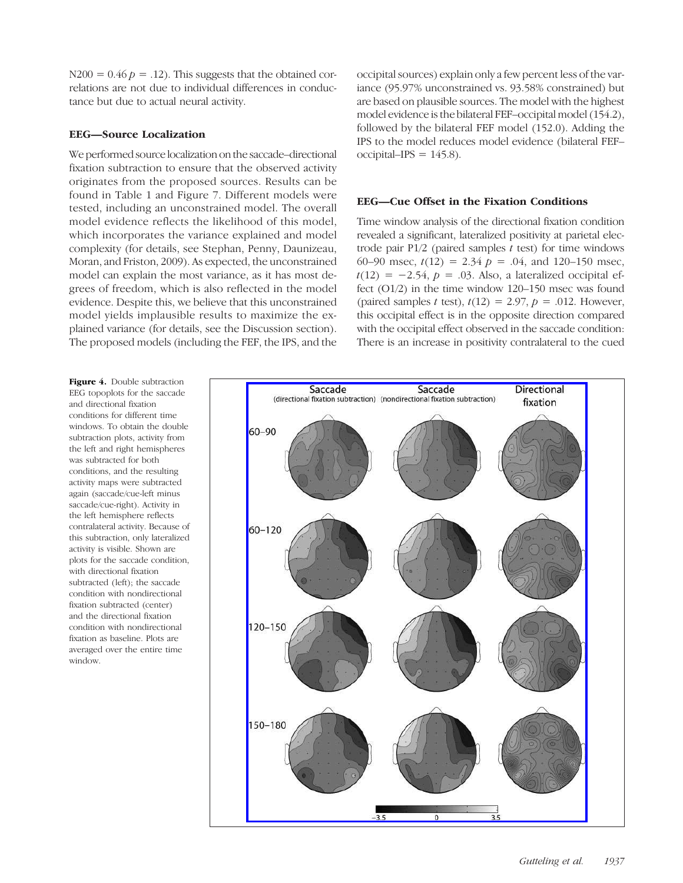N200 = 0.46 $p$ = .12). This suggests that the obtained correlations are not due to individual differences in conductance but due to actual neural activity.

### EEG—Source Localization

We performed source localization on the saccade–directional fixation subtraction to ensure that the observed activity originates from the proposed sources. Results can be found in Table 1 and Figure 7. Different models were tested, including an unconstrained model. The overall model evidence reflects the likelihood of this model, which incorporates the variance explained and model complexity (for details, see Stephan, Penny, Daunizeau, Moran, and Friston, 2009). As expected, the unconstrained model can explain the most variance, as it has most degrees of freedom, which is also reflected in the model evidence. Despite this, we believe that this unconstrained model yields implausible results to maximize the explained variance (for details, see the Discussion section). The proposed models (including the FEF, the IPS, and the occipital sources) explain only a few percent less of the variance (95.97% unconstrained vs. 93.58% constrained) but are based on plausible sources. The model with the highest model evidence is the bilateral FEF–occipital model (154.2), followed by the bilateral FEF model (152.0). Adding the IPS to the model reduces model evidence (bilateral FEF–occipital–IPS = 145.8).

### EEG—Cue Offset in the Fixation Conditions

Time window analysis of the directional fixation condition revealed a significant, lateralized positivity at parietal electrode pair P1/2 (paired samples $t$ test) for time windows 60–90 msec, $t(12) = 2.34$ $p = .04$, and 120–150 msec, $t(12) = -2.54$, $p = .03$. Also, a lateralized occipital effect (O1/2) in the time window 120–150 msec was found (paired samples $t$ test), $t(12) = 2.97$, $p = .012$. However, this occipital effect is in the opposite direction compared with the occipital effect observed in the saccade condition: There is an increase in positivity contralateral to the cued

**Figure 4.** Double subtraction EEG topoplots for the saccade and directional fixation conditions for different time windows. To obtain the double subtraction plots, activity from the left and right hemispheres was subtracted for both conditions, and the resulting activity maps were subtracted again (saccade/cue-left minus saccade/cue-right). Activity in the left hemisphere reflects contralateral activity. Because of this subtraction, only lateralized activity is visible. Shown are plots for the saccade condition, with directional fixation subtracted (left); the saccade condition with nondirectional fixation subtracted (center) and the directional fixation condition with nondirectional fixation as baseline. Plots are averaged over the entire time window.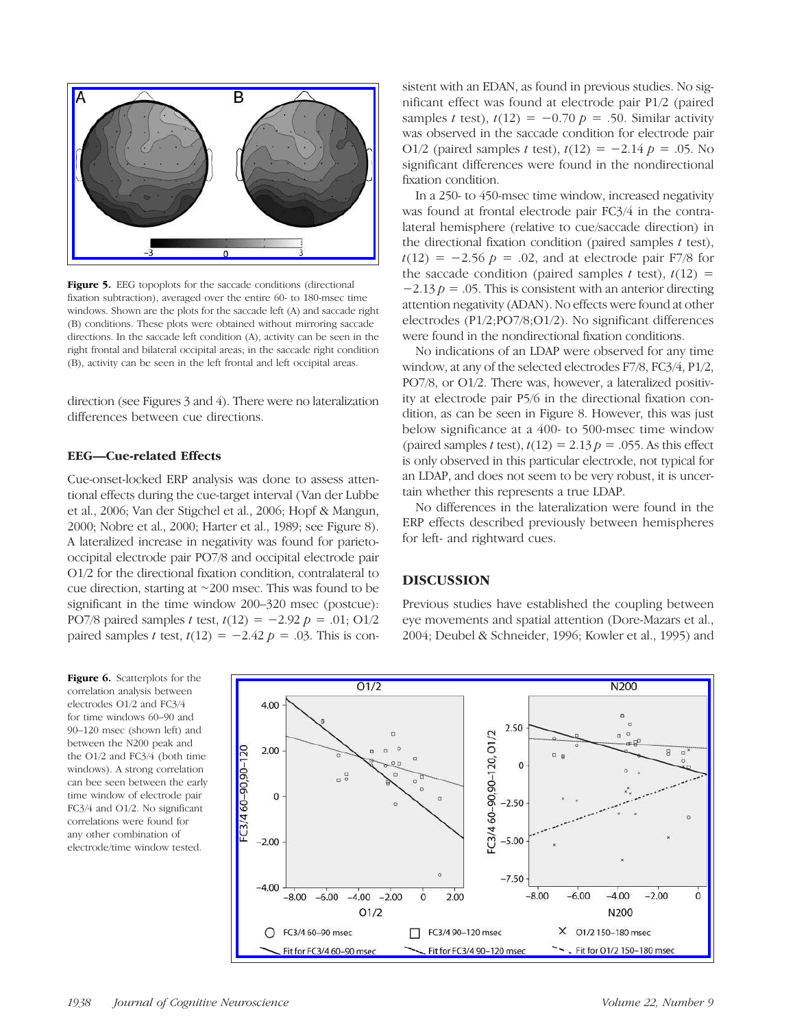**Figure 5.** EEG topoplots for the saccade conditions (directional fixation subtraction), averaged over the entire 60- to 180-msec time windows. Shown are the plots for the saccade left (A) and saccade right (B) conditions. These plots were obtained without mirroring saccade directions. In the saccade left condition (A), activity can be seen in the right frontal and bilateral occipital areas; in the saccade right condition (B), activity can be seen in the left frontal and left occipital areas.

direction (see Figures 3 and 4). There were no lateralization differences between cue directions.

### EEG—Cue-related Effects

Cue-onset-locked ERP analysis was done to assess attentional effects during the cue-target interval (Van der Lubbe et al., 2006; Van der Stigchel et al., 2006; Hopf & Mangun, 2000; Nobre et al., 2000; Harter et al., 1989; see Figure 8). A lateralized increase in negativity was found for parieto-occipital electrode pair PO7/8 and occipital electrode pair O1/2 for the directional fixation condition, contralateral to cue direction, starting at ~200 msec. This was found to be significant in the time window 200–320 msec (postcue): PO7/8 paired samples *t* test, $t(12) = -2.92$ $p = .01$; O1/2 paired samples *t* test, $t(12) = -2.42$ $p = .03$. This is consistent with an EDAN, as found in previous studies. No significant effect was found at electrode pair P1/2 (paired samples *t* test), $t(12) = -0.70$ $p = .50$. Similar activity was observed in the saccade condition for electrode pair O1/2 (paired samples *t* test), $t(12) = -2.14$ $p = .05$. No significant differences were found in the nondirectional fixation condition.

In a 250- to 450-msec time window, increased negativity was found at frontal electrode pair FC3/4 in the contralateral hemisphere (relative to cue/saccade direction) in the directional fixation condition (paired samples *t* test), $t(12) = -2.56$ $p = .02$, and at electrode pair F7/8 for the saccade condition (paired samples *t* test), $t(12) = -2.13$ $p = .05$. This is consistent with an anterior directing attention negativity (ADAN). No effects were found at other electrodes (P1/2;PO7/8;O1/2). No significant differences were found in the nondirectional fixation conditions.

No indications of an LDAP were observed for any time window, at any of the selected electrodes F7/8, FC3/4, P1/2, PO7/8, or O1/2. There was, however, a lateralized positivity at electrode pair P5/6 in the directional fixation condition, as can be seen in Figure 8. However, this was just below significance at a 400- to 500-msec time window (paired samples *t* test), $t(12) = 2.13$ $p = .055$. As this effect is only observed in this particular electrode, not typical for an LDAP, and does not seem to be very robust, it is uncertain whether this represents a true LDAP.

No differences in the lateralization were found in the ERP effects described previously between hemispheres for left- and rightward cues.

## DISCUSSION

Previous studies have established the coupling between eye movements and spatial attention (Dore-Mazars et al., 2004; Deubel & Schneider, 1996; Kowler et al., 1995) and

**Figure 6.** Scatterplots for the correlation analysis between electrodes O1/2 and FC3/4 for time windows 60–90 and 90–120 msec (shown left) and between the N200 peak and the O1/2 and FC3/4 (both time windows). A strong correlation can bee seen between the early time window of electrode pair FC3/4 and O1/2. No significant correlations were found for any other combination of electrode/time window tested.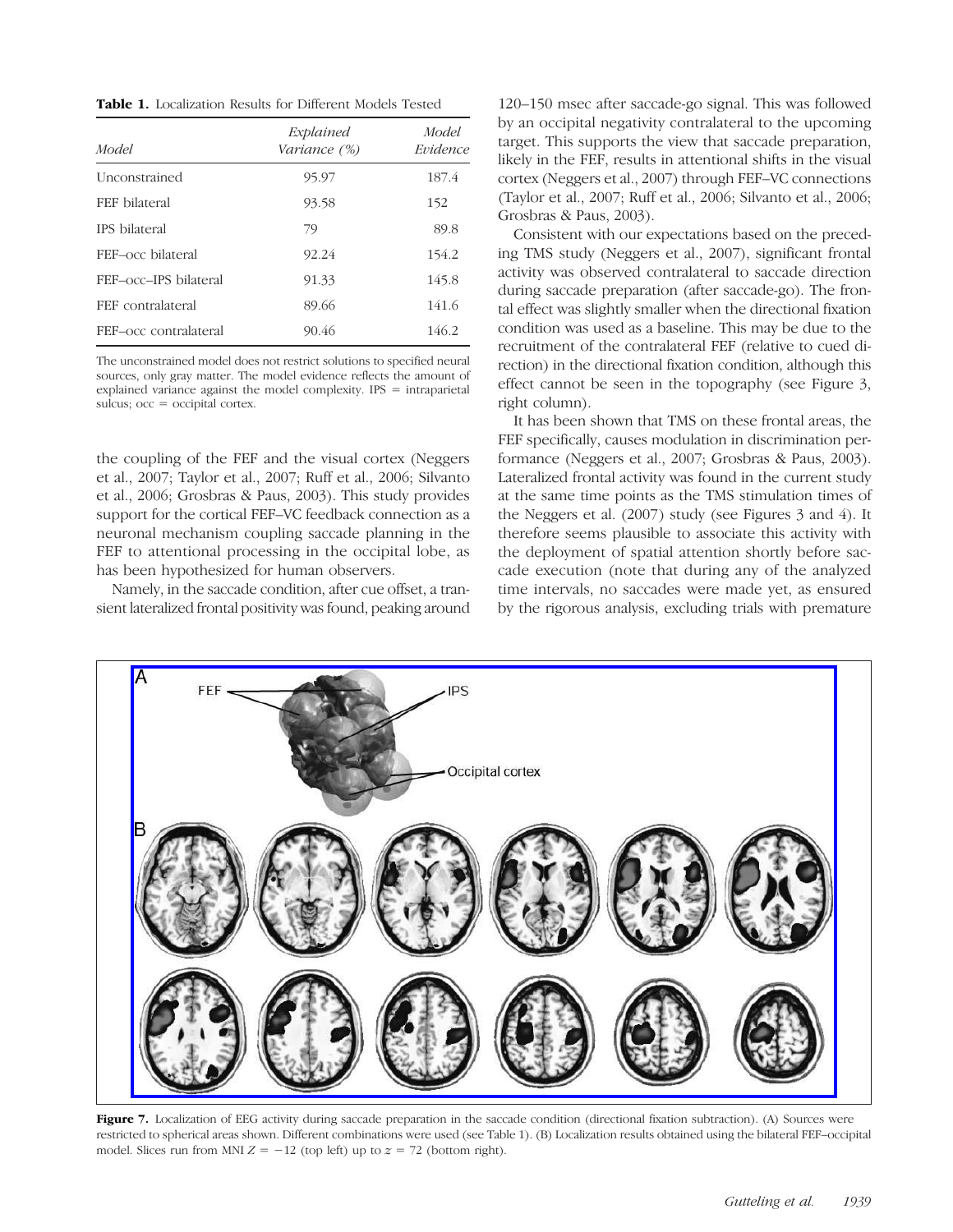**Table 1.** Localization Results for Different Models Tested

| Model | Explained Variance (%) | Model Evidence |
|---|---|---|
| Unconstrained | 95.97 | 187.4 |
| FEF bilateral | 93.58 | 152 |
| IPS bilateral | 79 | 89.8 |
| FEF–occ bilateral | 92.24 | 154.2 |
| FEF–occ–IPS bilateral | 91.33 | 145.8 |
| FEF contralateral | 89.66 | 141.6 |
| FEF–occ contralateral | 90.46 | 146.2 |

The unconstrained model does not restrict solutions to specified neural sources, only gray matter. The model evidence reflects the amount of explained variance against the model complexity. IPS = intraparietal sulcus; occ = occipital cortex.

the coupling of the FEF and the visual cortex (Neggers et al., 2007; Taylor et al., 2007; Ruff et al., 2006; Silvanto et al., 2006; Grosbras & Paus, 2003). This study provides support for the cortical FEF–VC feedback connection as a neuronal mechanism coupling saccade planning in the FEF to attentional processing in the occipital lobe, as has been hypothesized for human observers.

Namely, in the saccade condition, after cue offset, a transient lateralized frontal positivity was found, peaking around 120–150 msec after saccade-go signal. This was followed by an occipital negativity contralateral to the upcoming target. This supports the view that saccade preparation, likely in the FEF, results in attentional shifts in the visual cortex (Neggers et al., 2007) through FEF–VC connections (Taylor et al., 2007; Ruff et al., 2006; Silvanto et al., 2006; Grosbras & Paus, 2003).

Consistent with our expectations based on the preceding TMS study (Neggers et al., 2007), significant frontal activity was observed contralateral to saccade direction during saccade preparation (after saccade-go). The frontal effect was slightly smaller when the directional fixation condition was used as a baseline. This may be due to the recruitment of the contralateral FEF (relative to cued direction) in the directional fixation condition, although this effect cannot be seen in the topography (see Figure 3, right column).

It has been shown that TMS on these frontal areas, the FEF specifically, causes modulation in discrimination performance (Neggers et al., 2007; Grosbras & Paus, 2003). Lateralized frontal activity was found in the current study at the same time points as the TMS stimulation times of the Neggers et al. (2007) study (see Figures 3 and 4). It therefore seems plausible to associate this activity with the deployment of spatial attention shortly before saccade execution (note that during any of the analyzed time intervals, no saccades were made yet, as ensured by the rigorous analysis, excluding trials with premature

**Figure 7.** Localization of EEG activity during saccade preparation in the saccade condition (directional fixation subtraction). (A) Sources were restricted to spherical areas shown. Different combinations were used (see Table 1). (B) Localization results obtained using the bilateral FEF–occipital model. Slices run from MNI $Z = -12$ (top left) up to $z = 72$ (bottom right).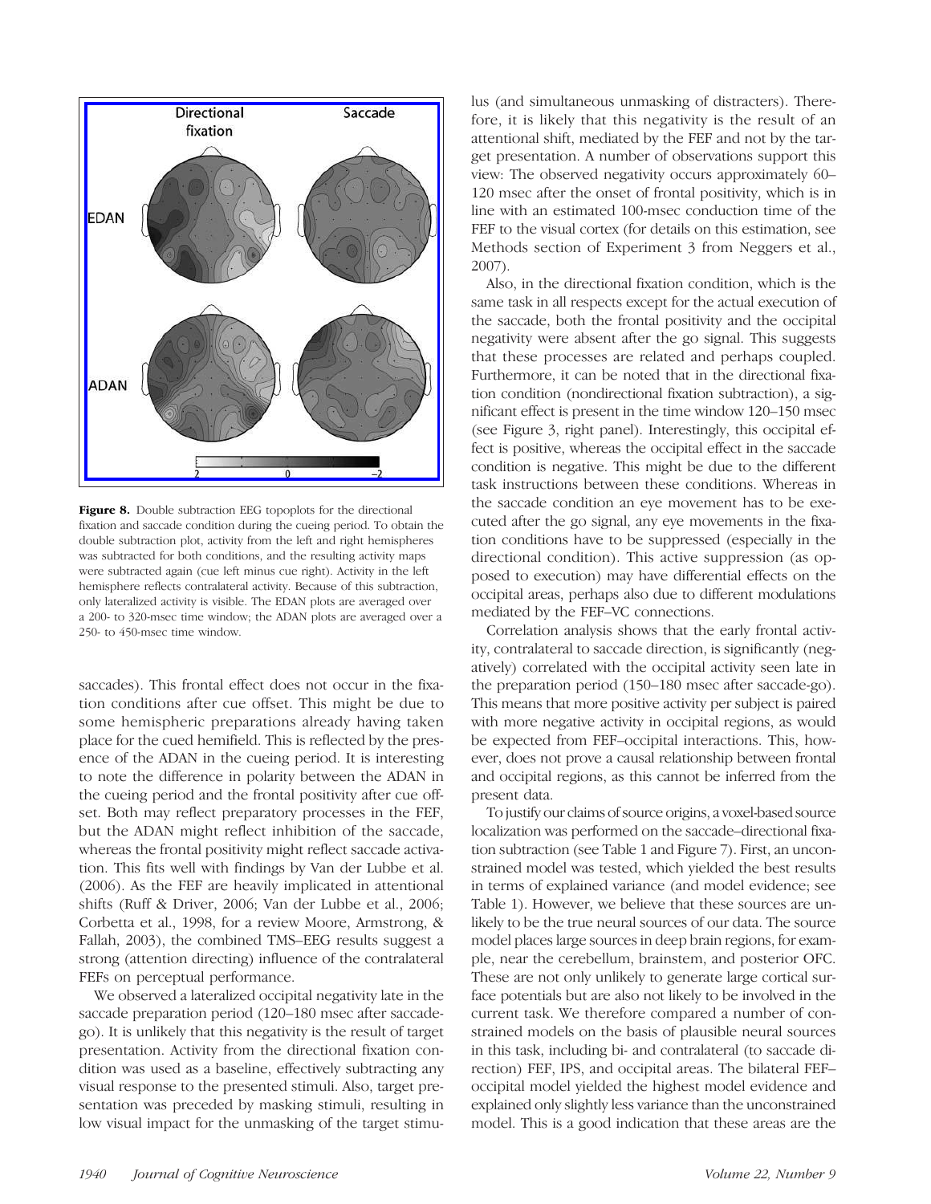**Figure 8.** Double subtraction EEG topoplots for the directional fixation and saccade condition during the cueing period. To obtain the double subtraction plot, activity from the left and right hemispheres was subtracted for both conditions, and the resulting activity maps were subtracted again (cue left minus cue right). Activity in the left hemisphere reflects contralateral activity. Because of this subtraction, only lateralized activity is visible. The EDAN plots are averaged over a 200- to 320-msec time window; the ADAN plots are averaged over a 250- to 450-msec time window.

saccades). This frontal effect does not occur in the fixation conditions after cue offset. This might be due to some hemispheric preparations already having taken place for the cued hemifield. This is reflected by the presence of the ADAN in the cueing period. It is interesting to note the difference in polarity between the ADAN in the cueing period and the frontal positivity after cue offset. Both may reflect preparatory processes in the FEF, but the ADAN might reflect inhibition of the saccade, whereas the frontal positivity might reflect saccade activation. This fits well with findings by Van der Lubbe et al. (2006). As the FEF are heavily implicated in attentional shifts (Ruff & Driver, 2006; Van der Lubbe et al., 2006; Corbetta et al., 1998, for a review Moore, Armstrong, & Fallah, 2003), the combined TMS–EEG results suggest a strong (attention directing) influence of the contralateral FEFs on perceptual performance.

We observed a lateralized occipital negativity late in the saccade preparation period (120–180 msec after saccade-go). It is unlikely that this negativity is the result of target presentation. Activity from the directional fixation condition was used as a baseline, effectively subtracting any visual response to the presented stimuli. Also, target presentation was preceded by masking stimuli, resulting in low visual impact for the unmasking of the target stimulus (and simultaneous unmasking of distracters). Therefore, it is likely that this negativity is the result of an attentional shift, mediated by the FEF and not by the target presentation. A number of observations support this view: The observed negativity occurs approximately 60–120 msec after the onset of frontal positivity, which is in line with an estimated 100-msec conduction time of the FEF to the visual cortex (for details on this estimation, see Methods section of Experiment 3 from Neggers et al., 2007).

Also, in the directional fixation condition, which is the same task in all respects except for the actual execution of the saccade, both the frontal positivity and the occipital negativity were absent after the go signal. This suggests that these processes are related and perhaps coupled. Furthermore, it can be noted that in the directional fixation condition (nondirectional fixation subtraction), a significant effect is present in the time window 120–150 msec (see Figure 3, right panel). Interestingly, this occipital effect is positive, whereas the occipital effect in the saccade condition is negative. This might be due to the different task instructions between these conditions. Whereas in the saccade condition an eye movement has to be executed after the go signal, any eye movements in the fixation conditions have to be suppressed (especially in the directional condition). This active suppression (as opposed to execution) may have differential effects on the occipital areas, perhaps also due to different modulations mediated by the FEF–VC connections.

Correlation analysis shows that the early frontal activity, contralateral to saccade direction, is significantly (negatively) correlated with the occipital activity seen late in the preparation period (150–180 msec after saccade-go). This means that more positive activity per subject is paired with more negative activity in occipital regions, as would be expected from FEF–occipital interactions. This, however, does not prove a causal relationship between frontal and occipital regions, as this cannot be inferred from the present data.

To justify our claims of source origins, a voxel-based source localization was performed on the saccade–directional fixation subtraction (see Table 1 and Figure 7). First, an unconstrained model was tested, which yielded the best results in terms of explained variance (and model evidence; see Table 1). However, we believe that these sources are unlikely to be the true neural sources of our data. The source model places large sources in deep brain regions, for example, near the cerebellum, brainstem, and posterior OFC. These are not only unlikely to generate large cortical surface potentials but are also not likely to be involved in the current task. We therefore compared a number of constrained models on the basis of plausible neural sources in this task, including bi- and contralateral (to saccade direction) FEF, IPS, and occipital areas. The bilateral FEF–occipital model yielded the highest model evidence and explained only slightly less variance than the unconstrained model. This is a good indication that these areas are the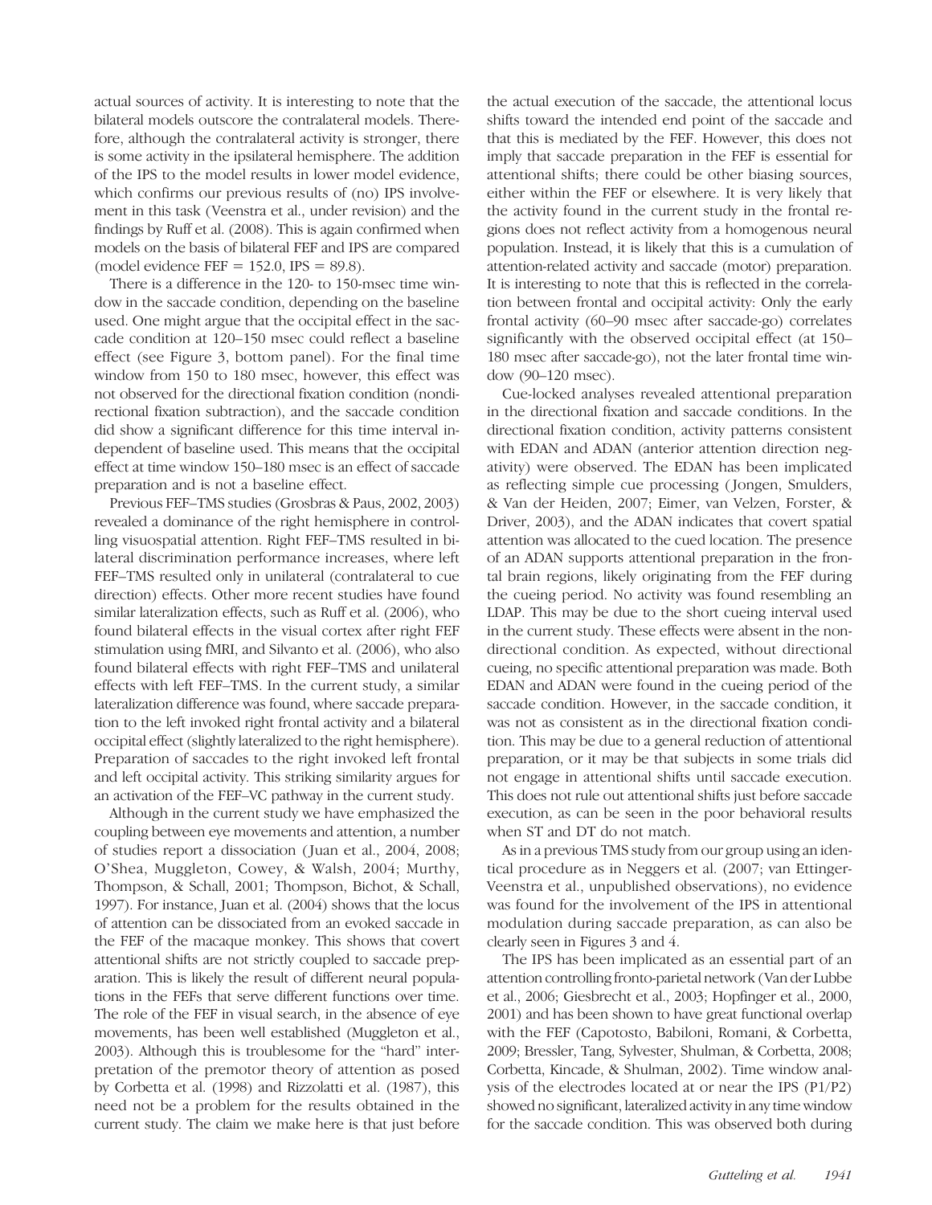actual sources of activity. It is interesting to note that the bilateral models outscore the contralateral models. Therefore, although the contralateral activity is stronger, there is some activity in the ipsilateral hemisphere. The addition of the IPS to the model results in lower model evidence, which confirms our previous results of (no) IPS involvement in this task (Veenstra et al., under revision) and the findings by Ruff et al. (2008). This is again confirmed when models on the basis of bilateral FEF and IPS are compared (model evidence FEF = 152.0, IPS = 89.8).

There is a difference in the 120- to 150-msec time window in the saccade condition, depending on the baseline used. One might argue that the occipital effect in the saccade condition at 120–150 msec could reflect a baseline effect (see Figure 3, bottom panel). For the final time window from 150 to 180 msec, however, this effect was not observed for the directional fixation condition (nondirectional fixation subtraction), and the saccade condition did show a significant difference for this time interval independent of baseline used. This means that the occipital effect at time window 150–180 msec is an effect of saccade preparation and is not a baseline effect.

Previous FEF–TMS studies (Grosbras & Paus, 2002, 2003) revealed a dominance of the right hemisphere in controlling visuospatial attention. Right FEF–TMS resulted in bilateral discrimination performance increases, where left FEF–TMS resulted only in unilateral (contralateral to cue direction) effects. Other more recent studies have found similar lateralization effects, such as Ruff et al. (2006), who found bilateral effects in the visual cortex after right FEF stimulation using fMRI, and Silvanto et al. (2006), who also found bilateral effects with right FEF–TMS and unilateral effects with left FEF–TMS. In the current study, a similar lateralization difference was found, where saccade preparation to the left invoked right frontal activity and a bilateral occipital effect (slightly lateralized to the right hemisphere). Preparation of saccades to the right invoked left frontal and left occipital activity. This striking similarity argues for an activation of the FEF–VC pathway in the current study.

Although in the current study we have emphasized the coupling between eye movements and attention, a number of studies report a dissociation (Juan et al., 2004, 2008; O'Shea, Muggleton, Cowey, & Walsh, 2004; Murthy, Thompson, & Schall, 2001; Thompson, Bichot, & Schall, 1997). For instance, Juan et al. (2004) shows that the locus of attention can be dissociated from an evoked saccade in the FEF of the macaque monkey. This shows that covert attentional shifts are not strictly coupled to saccade preparation. This is likely the result of different neural populations in the FEFs that serve different functions over time. The role of the FEF in visual search, in the absence of eye movements, has been well established (Muggleton et al., 2003). Although this is troublesome for the "hard" interpretation of the premotor theory of attention as posed by Corbetta et al. (1998) and Rizzolatti et al. (1987), this need not be a problem for the results obtained in the current study. The claim we make here is that just before the actual execution of the saccade, the attentional locus shifts toward the intended end point of the saccade and that this is mediated by the FEF. However, this does not imply that saccade preparation in the FEF is essential for attentional shifts; there could be other biasing sources, either within the FEF or elsewhere. It is very likely that the activity found in the current study in the frontal regions does not reflect activity from a homogenous neural population. Instead, it is likely that this is a cumulation of attention-related activity and saccade (motor) preparation. It is interesting to note that this is reflected in the correlation between frontal and occipital activity: Only the early frontal activity (60–90 msec after saccade-go) correlates significantly with the observed occipital effect (at 150–180 msec after saccade-go), not the later frontal time window (90–120 msec).

Cue-locked analyses revealed attentional preparation in the directional fixation and saccade conditions. In the directional fixation condition, activity patterns consistent with EDAN and ADAN (anterior attention direction negativity) were observed. The EDAN has been implicated as reflecting simple cue processing (Jongen, Smulders, & Van der Heiden, 2007; Eimer, van Velzen, Forster, & Driver, 2003), and the ADAN indicates that covert spatial attention was allocated to the cued location. The presence of an ADAN supports attentional preparation in the frontal brain regions, likely originating from the FEF during the cueing period. No activity was found resembling an LDAP. This may be due to the short cueing interval used in the current study. These effects were absent in the nondirectional condition. As expected, without directional cueing, no specific attentional preparation was made. Both EDAN and ADAN were found in the cueing period of the saccade condition. However, in the saccade condition, it was not as consistent as in the directional fixation condition. This may be due to a general reduction of attentional preparation, or it may be that subjects in some trials did not engage in attentional shifts until saccade execution. This does not rule out attentional shifts just before saccade execution, as can be seen in the poor behavioral results when ST and DT do not match.

As in a previous TMS study from our group using an identical procedure as in Neggers et al. (2007; van Ettinger-Veenstra et al., unpublished observations), no evidence was found for the involvement of the IPS in attentional modulation during saccade preparation, as can also be clearly seen in Figures 3 and 4.

The IPS has been implicated as an essential part of an attention controlling fronto-parietal network (Van der Lubbe et al., 2006; Giesbrecht et al., 2003; Hopfinger et al., 2000, 2001) and has been shown to have great functional overlap with the FEF (Capotosto, Babiloni, Romani, & Corbetta, 2009; Bressler, Tang, Sylvester, Shulman, & Corbetta, 2008; Corbetta, Kincade, & Shulman, 2002). Time window analysis of the electrodes located at or near the IPS (P1/P2) showed no significant, lateralized activity in any time window for the saccade condition. This was observed both during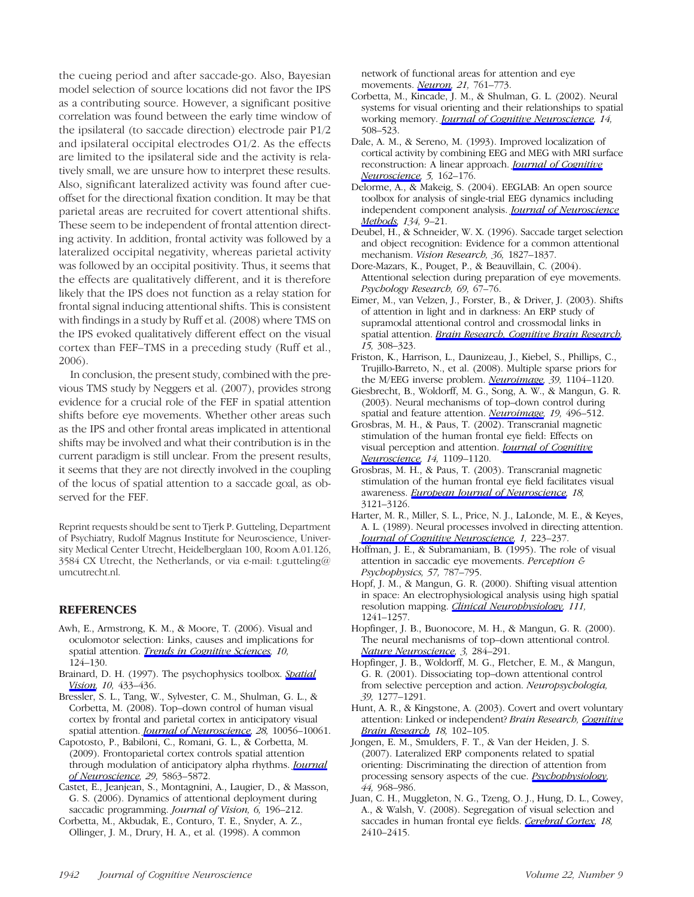the cueing period and after saccade-go. Also, Bayesian model selection of source locations did not favor the IPS as a contributing source. However, a significant positive correlation was found between the early time window of the ipsilateral (to saccade direction) electrode pair P1/2 and ipsilateral occipital electrodes O1/2. As the effects are limited to the ipsilateral side and the activity is relatively small, we are unsure how to interpret these results. Also, significant lateralized activity was found after cue-offset for the directional fixation condition. It may be that parietal areas are recruited for covert attentional shifts. These seem to be independent of frontal attention directing activity. In addition, frontal activity was followed by a lateralized occipital negativity, whereas parietal activity was followed by an occipital positivity. Thus, it seems that the effects are qualitatively different, and it is therefore likely that the IPS does not function as a relay station for frontal signal inducing attentional shifts. This is consistent with findings in a study by Ruff et al. (2008) where TMS on the IPS evoked qualitatively different effect on the visual cortex than FEF–TMS in a preceding study (Ruff et al., 2006).

In conclusion, the present study, combined with the previous TMS study by Neggers et al. (2007), provides strong evidence for a crucial role of the FEF in spatial attention shifts before eye movements. Whether other areas such as the IPS and other frontal areas implicated in attentional shifts may be involved and what their contribution is in the current paradigm is still unclear. From the present results, it seems that they are not directly involved in the coupling of the locus of spatial attention to a saccade goal, as observed for the FEF.

Reprint requests should be sent to Tjerk P. Gutteling, Department of Psychiatry, Rudolf Magnus Institute for Neuroscience, University Medical Center Utrecht, Heidelberglaan 100, Room A.01.126, 3584 CX Utrecht, the Netherlands, or via e-mail: t.gutteling@umcutrecht.nl.

## REFERENCES

Awh, E., Armstrong, K. M., & Moore, T. (2006). Visual and oculomotor selection: Links, causes and implications for spatial attention. *Trends in Cognitive Sciences, 10,* 124–130.

Brainard, D. H. (1997). The psychophysics toolbox. *Spatial Vision, 10,* 433–436.

Bressler, S. L., Tang, W., Sylvester, C. M., Shulman, G. L., & Corbetta, M. (2008). Top–down control of human visual cortex by frontal and parietal cortex in anticipatory visual spatial attention. *Journal of Neuroscience, 28,* 10056–10061.

Capotosto, P., Babiloni, C., Romani, G. L., & Corbetta, M. (2009). Frontoparietal cortex controls spatial attention through modulation of anticipatory alpha rhythms. *Journal of Neuroscience, 29,* 5863–5872.

Castet, E., Jeanjean, S., Montagnini, A., Laugier, D., & Masson, G. S. (2006). Dynamics of attentional deployment during saccadic programming. *Journal of Vision, 6,* 196–212.

Corbetta, M., Akbudak, E., Conturo, T. E., Snyder, A. Z., Ollinger, J. M., Drury, H. A., et al. (1998). A common network of functional areas for attention and eye movements. *Neuron, 21,* 761–773.

Corbetta, M., Kincade, J. M., & Shulman, G. L. (2002). Neural systems for visual orienting and their relationships to spatial working memory. *Journal of Cognitive Neuroscience, 14,* 508–523.

Dale, A. M., & Sereno, M. (1993). Improved localization of cortical activity by combining EEG and MEG with MRI surface reconstruction: A linear approach. *Journal of Cognitive Neuroscience, 5,* 162–176.

Delorme, A., & Makeig, S. (2004). EEGLAB: An open source toolbox for analysis of single-trial EEG dynamics including independent component analysis. *Journal of Neuroscience Methods, 134,* 9–21.

Deubel, H., & Schneider, W. X. (1996). Saccade target selection and object recognition: Evidence for a common attentional mechanism. *Vision Research, 36,* 1827–1837.

Dore-Mazars, K., Pouget, P., & Beauvillain, C. (2004). Attentional selection during preparation of eye movements. *Psychology Research, 69,* 67–76.

Eimer, M., van Velzen, J., Forster, B., & Driver, J. (2003). Shifts of attention in light and in darkness: An ERP study of supramodal attentional control and crossmodal links in spatial attention. *Brain Research, Cognitive Brain Research, 15,* 308–323.

Friston, K., Harrison, L., Daunizeau, J., Kiebel, S., Phillips, C., Trujillo-Barreto, N., et al. (2008). Multiple sparse priors for the M/EEG inverse problem. *Neuroimage, 39,* 1104–1120.

Giesbrecht, B., Woldorff, M. G., Song, A. W., & Mangun, G. R. (2003). Neural mechanisms of top–down control during spatial and feature attention. *Neuroimage, 19,* 496–512.

Grosbras, M. H., & Paus, T. (2002). Transcranial magnetic stimulation of the human frontal eye field: Effects on visual perception and attention. *Journal of Cognitive Neuroscience, 14,* 1109–1120.

Grosbras, M. H., & Paus, T. (2003). Transcranial magnetic stimulation of the human frontal eye field facilitates visual awareness. *European Journal of Neuroscience, 18,* 3121–3126.

Harter, M. R., Miller, S. L., Price, N. J., LaLonde, M. E., & Keyes, A. L. (1989). Neural processes involved in directing attention. *Journal of Cognitive Neuroscience, 1,* 223–237.

Hoffman, J. E., & Subramaniam, B. (1995). The role of visual attention in saccadic eye movements. *Perception & Psychophysics, 57,* 787–795.

Hopf, J. M., & Mangun, G. R. (2000). Shifting visual attention in space: An electrophysiological analysis using high spatial resolution mapping. *Clinical Neurophysiology, 111,* 1241–1257.

Hopfinger, J. B., Buonocore, M. H., & Mangun, G. R. (2000). The neural mechanisms of top–down attentional control. *Nature Neuroscience, 3,* 284–291.

Hopfinger, J. B., Woldorff, M. G., Fletcher, E. M., & Mangun, G. R. (2001). Dissociating top–down attentional control from selective perception and action. *Neuropsychologia, 39,* 1277–1291.

Hunt, A. R., & Kingstone, A. (2003). Covert and overt voluntary attention: Linked or independent? *Brain Research, Cognitive Brain Research, 18,* 102–105.

Jongen, E. M., Smulders, F. T., & Van der Heiden, J. S. (2007). Lateralized ERP components related to spatial orienting: Discriminating the direction of attention from processing sensory aspects of the cue. *Psychophysiology, 44,* 968–986.

Juan, C. H., Muggleton, N. G., Tzeng, O. J., Hung, D. L., Cowey, A., & Walsh, V. (2008). Segregation of visual selection and saccades in human frontal eye fields. *Cerebral Cortex, 18,* 2410–2415.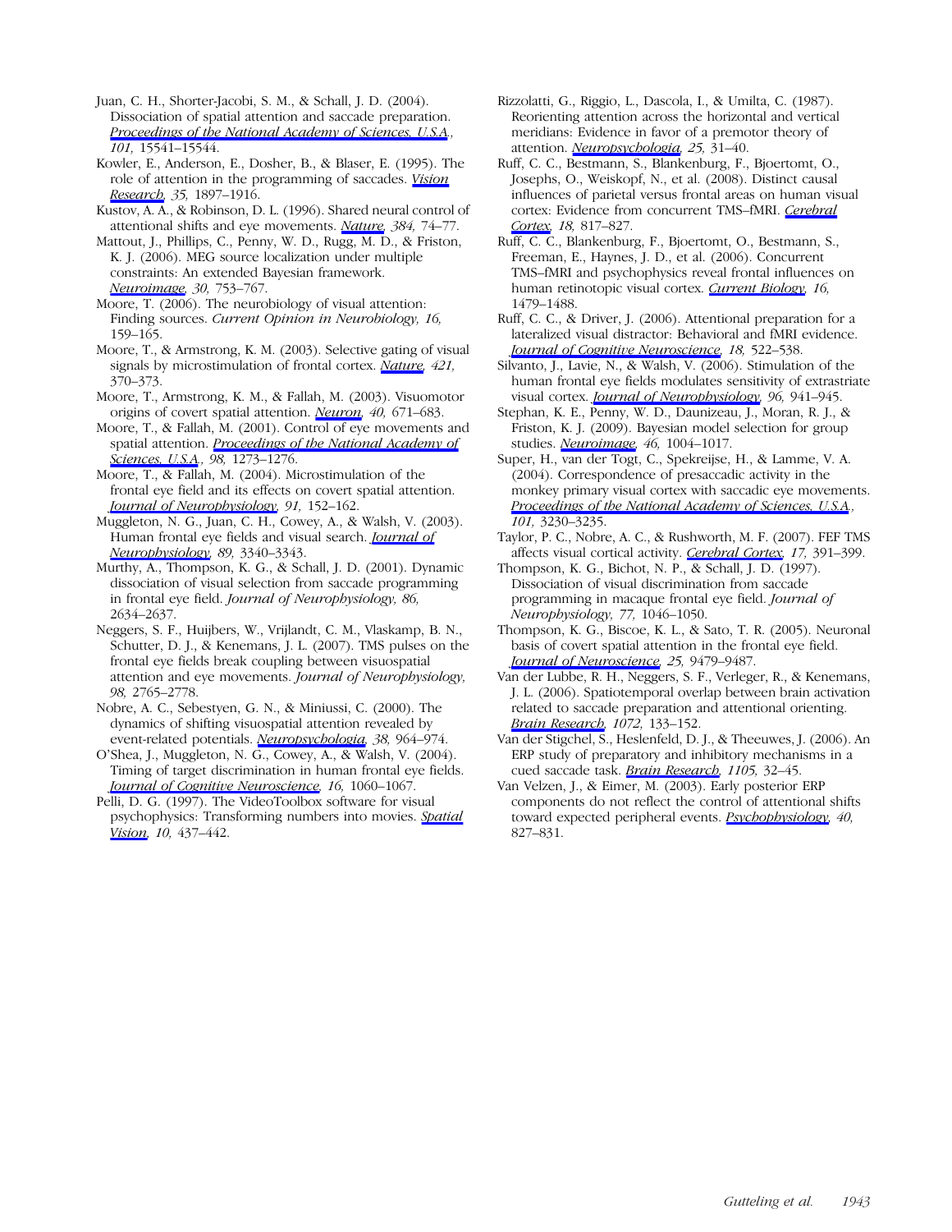Juan, C. H., Shorter-Jacobi, S. M., & Schall, J. D. (2004). Dissociation of spatial attention and saccade preparation. *Proceedings of the National Academy of Sciences, U.S.A.*, *101,* 15541–15544.

Kowler, E., Anderson, E., Dosher, B., & Blaser, E. (1995). The role of attention in the programming of saccades. *Vision Research, 35,* 1897–1916.

Kustov, A. A., & Robinson, D. L. (1996). Shared neural control of attentional shifts and eye movements. *Nature, 384,* 74–77.

Mattout, J., Phillips, C., Penny, W. D., Rugg, M. D., & Friston, K. J. (2006). MEG source localization under multiple constraints: An extended Bayesian framework. *Neuroimage, 30,* 753–767.

Moore, T. (2006). The neurobiology of visual attention: Finding sources. *Current Opinion in Neurobiology, 16,* 159–165.

Moore, T., & Armstrong, K. M. (2003). Selective gating of visual signals by microstimulation of frontal cortex. *Nature, 421,* 370–373.

Moore, T., Armstrong, K. M., & Fallah, M. (2003). Visuomotor origins of covert spatial attention. *Neuron, 40,* 671–683.

Moore, T., & Fallah, M. (2001). Control of eye movements and spatial attention. *Proceedings of the National Academy of Sciences, U.S.A.*, *98,* 1273–1276.

Moore, T., & Fallah, M. (2004). Microstimulation of the frontal eye field and its effects on covert spatial attention. *Journal of Neurophysiology, 91,* 152–162.

Muggleton, N. G., Juan, C. H., Cowey, A., & Walsh, V. (2003). Human frontal eye fields and visual search. *Journal of Neurophysiology, 89,* 3340–3343.

Murthy, A., Thompson, K. G., & Schall, J. D. (2001). Dynamic dissociation of visual selection from saccade programming in frontal eye field. *Journal of Neurophysiology, 86,* 2634–2637.

Neggers, S. F., Huijbers, W., Vrijlandt, C. M., Vlaskamp, B. N., Schutter, D. J., & Kenemans, J. L. (2007). TMS pulses on the frontal eye fields break coupling between visuospatial attention and eye movements. *Journal of Neurophysiology, 98,* 2765–2778.

Nobre, A. C., Sebestyen, G. N., & Miniussi, C. (2000). The dynamics of shifting visuospatial attention revealed by event-related potentials. *Neuropsychologia, 38,* 964–974.

O'Shea, J., Muggleton, N. G., Cowey, A., & Walsh, V. (2004). Timing of target discrimination in human frontal eye fields. *Journal of Cognitive Neuroscience, 16,* 1060–1067.

Pelli, D. G. (1997). The VideoToolbox software for visual psychophysics: Transforming numbers into movies. *Spatial Vision, 10,* 437–442.

Rizzolatti, G., Riggio, L., Dascola, I., & Umilta, C. (1987). Reorienting attention across the horizontal and vertical meridians: Evidence in favor of a premotor theory of attention. *Neuropsychologia, 25,* 31–40.

Ruff, C. C., Bestmann, S., Blankenburg, F., Bjoertomt, O., Josephs, O., Weiskopf, N., et al. (2008). Distinct causal influences of parietal versus frontal areas on human visual cortex: Evidence from concurrent TMS–fMRI. *Cerebral Cortex, 18,* 817–827.

Ruff, C. C., Blankenburg, F., Bjoertomt, O., Bestmann, S., Freeman, E., Haynes, J. D., et al. (2006). Concurrent TMS–fMRI and psychophysics reveal frontal influences on human retinotopic visual cortex. *Current Biology, 16,* 1479–1488.

Ruff, C. C., & Driver, J. (2006). Attentional preparation for a lateralized visual distractor: Behavioral and fMRI evidence. *Journal of Cognitive Neuroscience, 18,* 522–538.

Silvanto, J., Lavie, N., & Walsh, V. (2006). Stimulation of the human frontal eye fields modulates sensitivity of extrastriate visual cortex. *Journal of Neurophysiology, 96,* 941–945.

Stephan, K. E., Penny, W. D., Daunizeau, J., Moran, R. J., & Friston, K. J. (2009). Bayesian model selection for group studies. *Neuroimage, 46,* 1004–1017.

Super, H., van der Togt, C., Spekreijse, H., & Lamme, V. A. (2004). Correspondence of presaccadic activity in the monkey primary visual cortex with saccadic eye movements. *Proceedings of the National Academy of Sciences, U.S.A.*, *101,* 3230–3235.

Taylor, P. C., Nobre, A. C., & Rushworth, M. F. (2007). FEF TMS affects visual cortical activity. *Cerebral Cortex, 17,* 391–399.

Thompson, K. G., Bichot, N. P., & Schall, J. D. (1997). Dissociation of visual discrimination from saccade programming in macaque frontal eye field. *Journal of Neurophysiology, 77,* 1046–1050.

Thompson, K. G., Biscoe, K. L., & Sato, T. R. (2005). Neuronal basis of covert spatial attention in the frontal eye field. *Journal of Neuroscience, 25,* 9479–9487.

Van der Lubbe, R. H., Neggers, S. F., Verleger, R., & Kenemans, J. L. (2006). Spatiotemporal overlap between brain activation related to saccade preparation and attentional orienting. *Brain Research, 1072,* 133–152.

Van der Stigchel, S., Heslenfeld, D. J., & Theeuwes, J. (2006). An ERP study of preparatory and inhibitory mechanisms in a cued saccade task. *Brain Research, 1105,* 32–45.

Van Velzen, J., & Eimer, M. (2003). Early posterior ERP components do not reflect the control of attentional shifts toward expected peripheral events. *Psychophysiology, 40,* 827–831.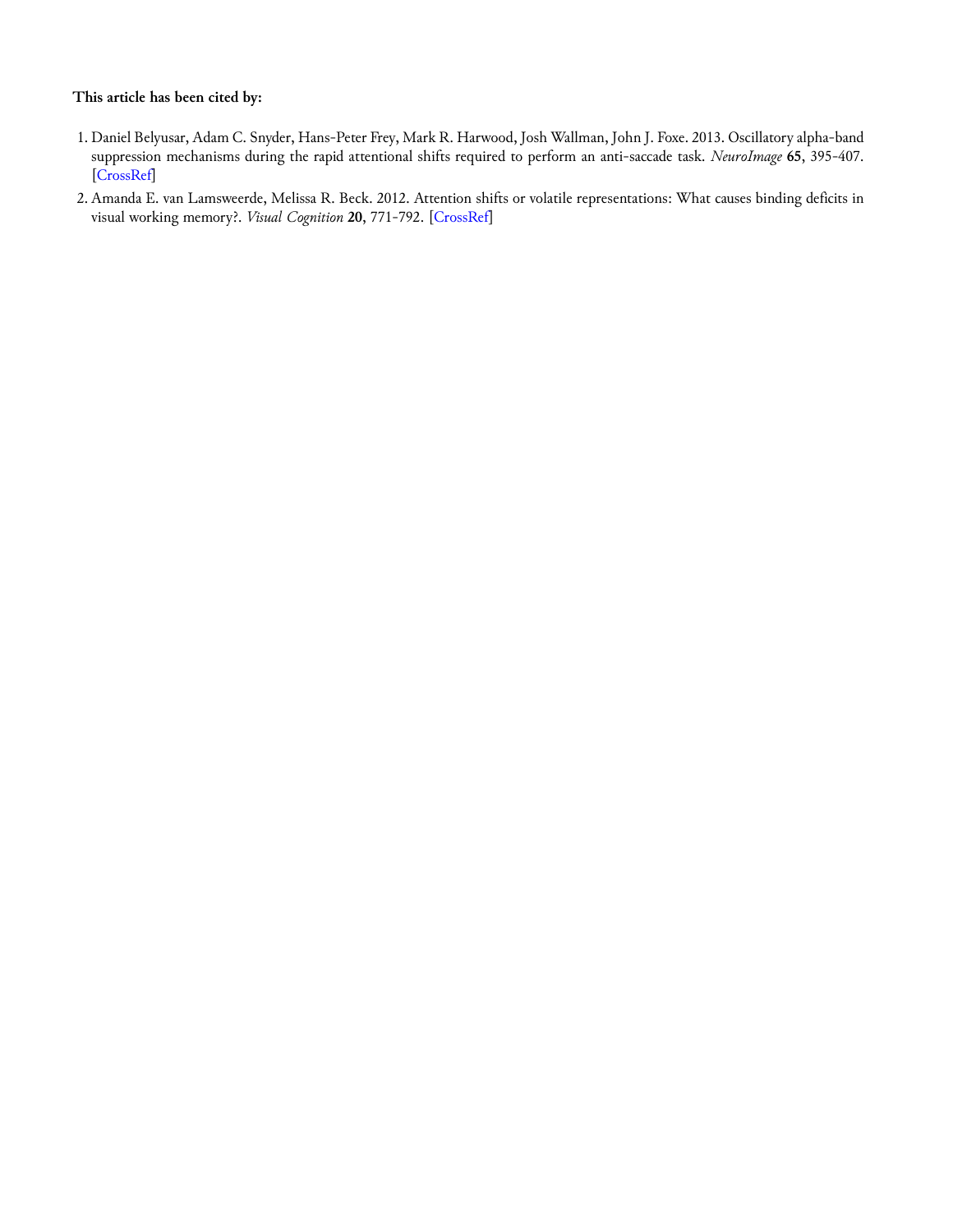**This article has been cited by:**

1. Daniel Belyusar, Adam C. Snyder, Hans-Peter Frey, Mark R. Harwood, Josh Wallman, John J. Foxe. 2013. Oscillatory alpha-band suppression mechanisms during the rapid attentional shifts required to perform an anti-saccade task. *NeuroImage* **65**, 395-407. [CrossRef]
2. Amanda E. van Lamsweerde, Melissa R. Beck. 2012. Attention shifts or volatile representations: What causes binding deficits in visual working memory?. *Visual Cognition* **20**, 771-792. [CrossRef]